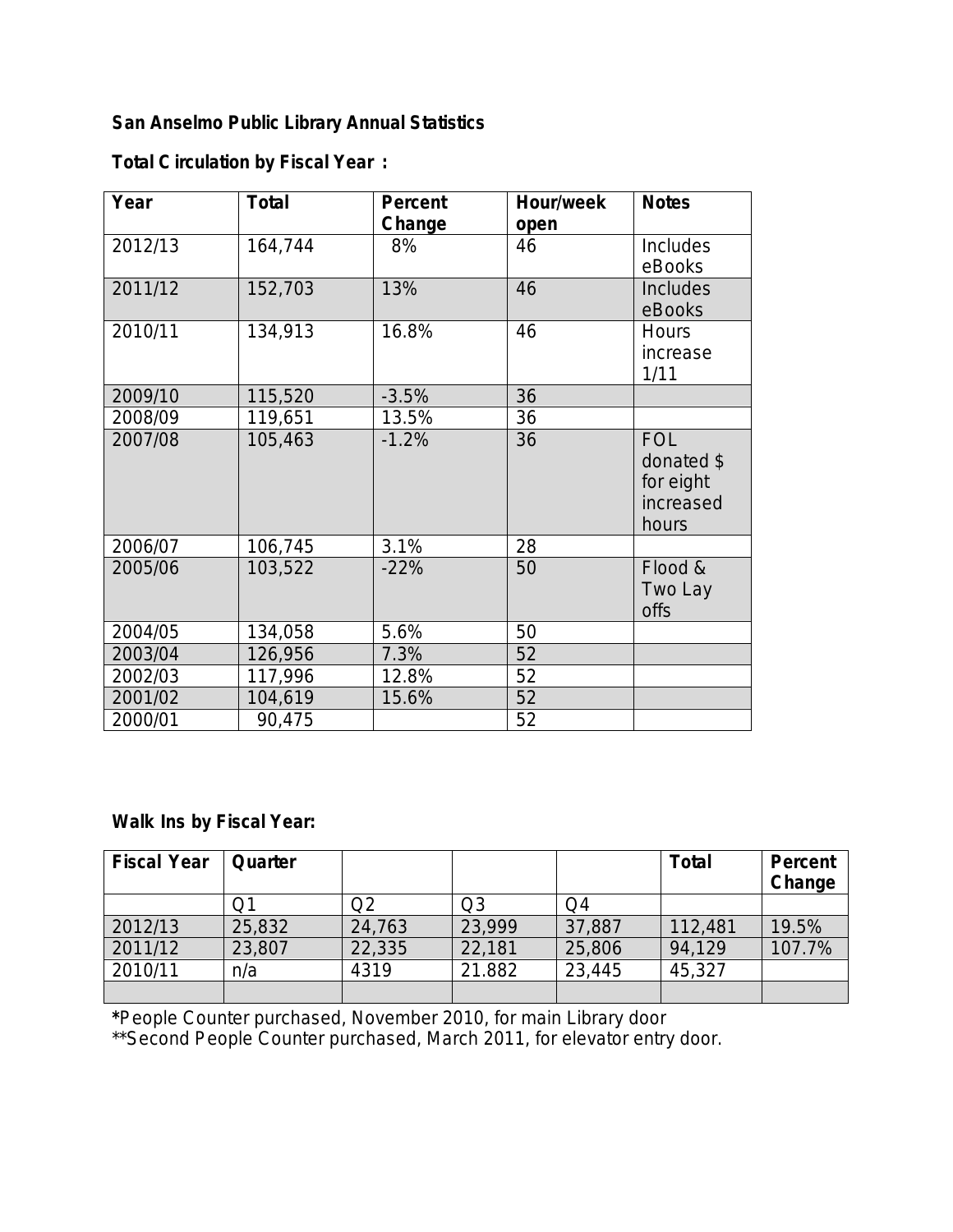**San Anselmo Public Library Annual Statistics**

**Total Circulation by Fiscal Year :**

| Year | Total | Percent Change | Hour/week open | Notes |
|---|---|---|---|---|
| 2012/13 | 164,744 | 8% | 46 | Includes eBooks |
| 2011/12 | 152,703 | 13% | 46 | Includes eBooks |
| 2010/11 | 134,913 | 16.8% | 46 | Hours increase 1/11 |
| 2009/10 | 115,520 | -3.5% | 36 | |
| 2008/09 | 119,651 | 13.5% | 36 | |
| 2007/08 | 105,463 | -1.2% | 36 | FOL donated $ for eight increased hours |
| 2006/07 | 106,745 | 3.1% | 28 | |
| 2005/06 | 103,522 | -22% | 50 | Flood & Two Lay offs |
| 2004/05 | 134,058 | 5.6% | 50 | |
| 2003/04 | 126,956 | 7.3% | 52 | |
| 2002/03 | 117,996 | 12.8% | 52 | |
| 2001/02 | 104,619 | 15.6% | 52 | |
| 2000/01 | 90,475 | | 52 | |

**Walk Ins by Fiscal Year:**

| Fiscal Year | Quarter | | | | Total | Percent Change |
|---|---|---|---|---|---|---|
| | Q1 | Q2 | Q3 | Q4 | | |
| 2012/13 | 25,832 | 24,763 | 23,999 | 37,887 | 112,481 | 19.5% |
| 2011/12 | 23,807 | 22,335 | 22,181 | 25,806 | 94,129 | 107.7% |
| 2010/11 | n/a | 4319 | 21.882 | 23,445 | 45,327 | |
| | | | | | | |

**\***People Counter purchased, November 2010, for main Library door
**Second People Counter purchased, March 2011, for elevator entry door.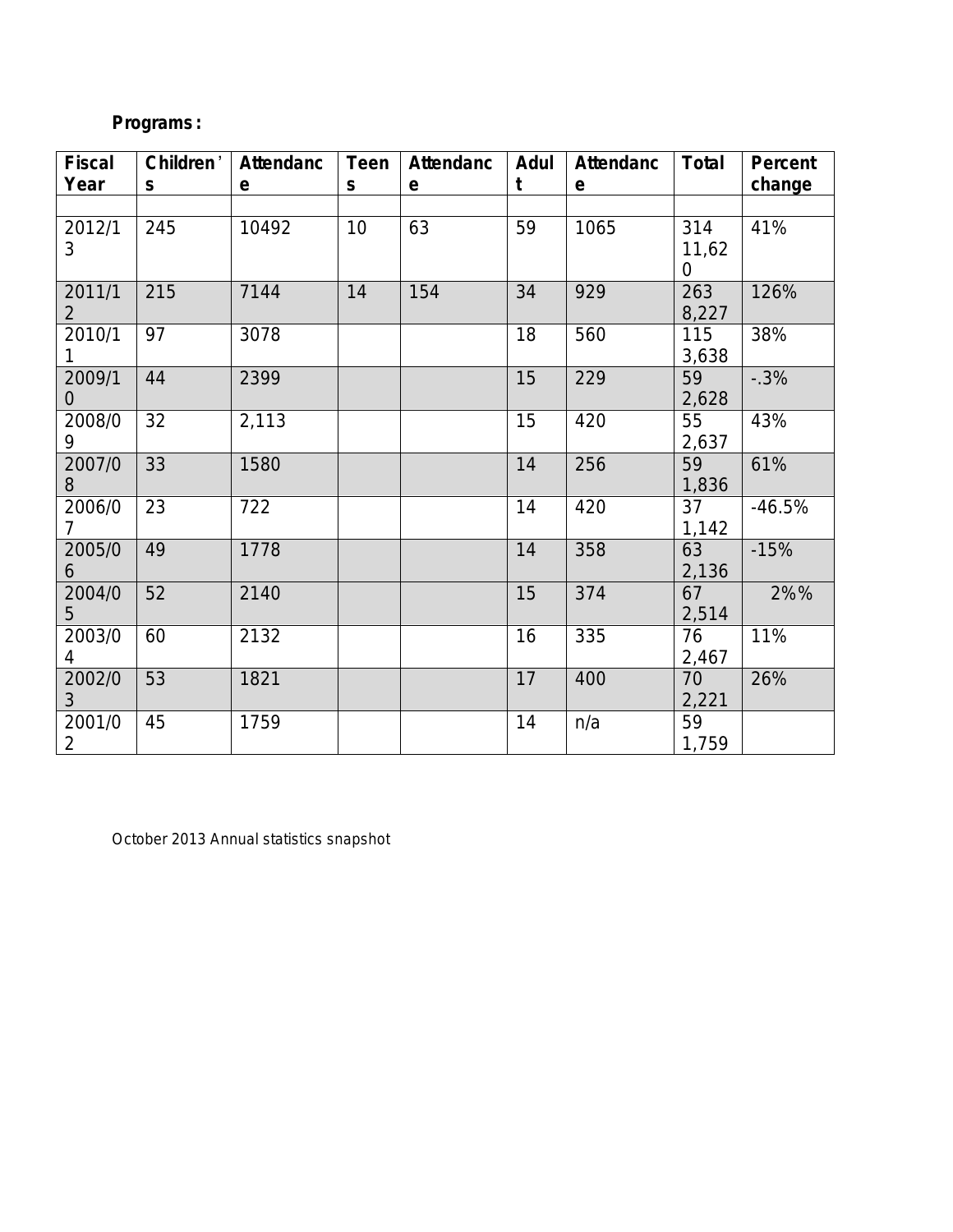**Programs:**

| Fiscal Year | Children's | Attendance | Teens | Attendance | Adult | Attendance | Total | Percent change |
|---|---|---|---|---|---|---|---|---|
| | | | | | | | | |
| 2012/13 | 245 | 10492 | 10 | 63 | 59 | 1065 | 314 11,620 | 41% |
| 2011/12 | 215 | 7144 | 14 | 154 | 34 | 929 | 263 8,227 | 126% |
| 2010/11 | 97 | 3078 | | | 18 | 560 | 115 3,638 | 38% |
| 2009/10 | 44 | 2399 | | | 15 | 229 | 59 2,628 | -.3% |
| 2008/09 | 32 | 2,113 | | | 15 | 420 | 55 2,637 | 43% |
| 2007/08 | 33 | 1580 | | | 14 | 256 | 59 1,836 | 61% |
| 2006/07 | 23 | 722 | | | 14 | 420 | 37 1,142 | -46.5% |
| 2005/06 | 49 | 1778 | | | 14 | 358 | 63 2,136 | -15% |
| 2004/05 | 52 | 2140 | | | 15 | 374 | 67 2,514 | 2%% |
| 2003/04 | 60 | 2132 | | | 16 | 335 | 76 2,467 | 11% |
| 2002/03 | 53 | 1821 | | | 17 | 400 | 70 2,221 | 26% |
| 2001/02 | 45 | 1759 | | | 14 | n/a | 59 1,759 | |

October 2013 Annual statistics snapshot